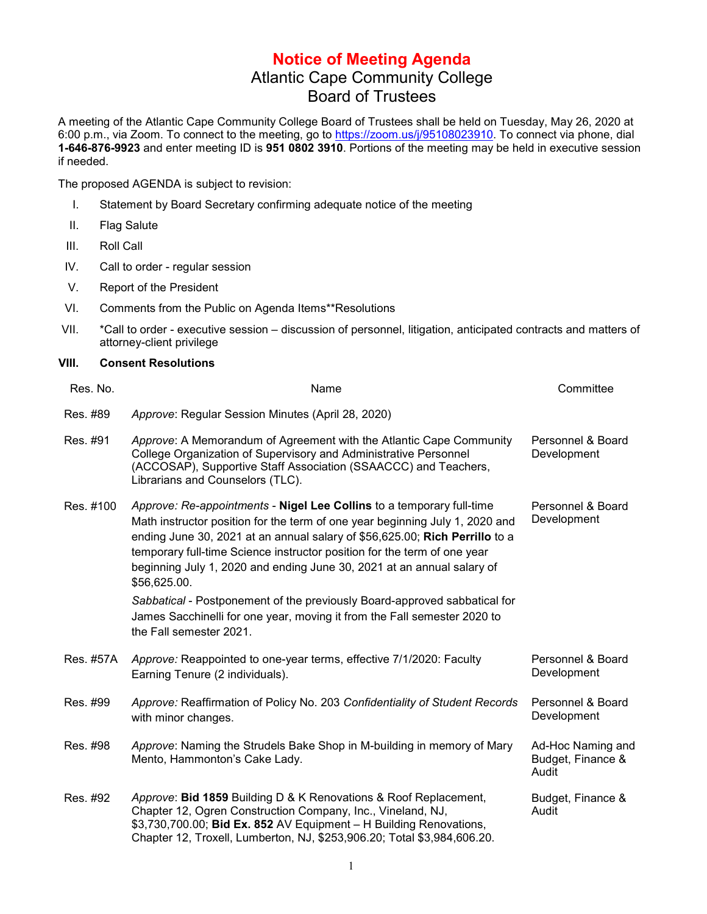# Notice of Meeting Agenda

## Atlantic Cape Community College
## Board of Trustees

A meeting of the Atlantic Cape Community College Board of Trustees shall be held on Tuesday, May 26, 2020 at 6:00 p.m., via Zoom. To connect to the meeting, go to https://zoom.us/j/95108023910. To connect via phone, dial **1-646-876-9923** and enter meeting ID is **951 0802 3910**. Portions of the meeting may be held in executive session if needed.

The proposed AGENDA is subject to revision:

I. Statement by Board Secretary confirming adequate notice of the meeting

II. Flag Salute

III. Roll Call

IV. Call to order - regular session

V. Report of the President

VI. Comments from the Public on Agenda Items**Resolutions

VII. *Call to order - executive session – discussion of personnel, litigation, anticipated contracts and matters of attorney-client privilege

**VIII. Consent Resolutions**

| Res. No. | Name | Committee |
|---|---|---|
| Res. #89 | *Approve*: Regular Session Minutes (April 28, 2020) | |
| Res. #91 | *Approve*: A Memorandum of Agreement with the Atlantic Cape Community College Organization of Supervisory and Administrative Personnel (ACCOSAP), Supportive Staff Association (SSAACCC) and Teachers, Librarians and Counselors (TLC). | Personnel & Board Development |
| Res. #100 | *Approve: Re-appointments* - **Nigel Lee Collins** to a temporary full-time Math instructor position for the term of one year beginning July 1, 2020 and ending June 30, 2021 at an annual salary of $56,625.00; **Rich Perrillo** to a temporary full-time Science instructor position for the term of one year beginning July 1, 2020 and ending June 30, 2021 at an annual salary of $56,625.00.<br><br>*Sabbatical* - Postponement of the previously Board-approved sabbatical for James Sacchinelli for one year, moving it from the Fall semester 2020 to the Fall semester 2021. | Personnel & Board Development |
| Res. #57A | *Approve:* Reappointed to one-year terms, effective 7/1/2020: Faculty Earning Tenure (2 individuals). | Personnel & Board Development |
| Res. #99 | *Approve:* Reaffirmation of Policy No. 203 *Confidentiality of Student Records* with minor changes. | Personnel & Board Development |
| Res. #98 | *Approve*: Naming the Strudels Bake Shop in M-building in memory of Mary Mento, Hammonton's Cake Lady. | Ad-Hoc Naming and Budget, Finance & Audit |
| Res. #92 | *Approve*: **Bid 1859** Building D & K Renovations & Roof Replacement, Chapter 12, Ogren Construction Company, Inc., Vineland, NJ, $3,730,700.00; **Bid Ex. 852** AV Equipment – H Building Renovations, Chapter 12, Troxell, Lumberton, NJ, $253,906.20; Total $3,984,606.20. | Budget, Finance & Audit |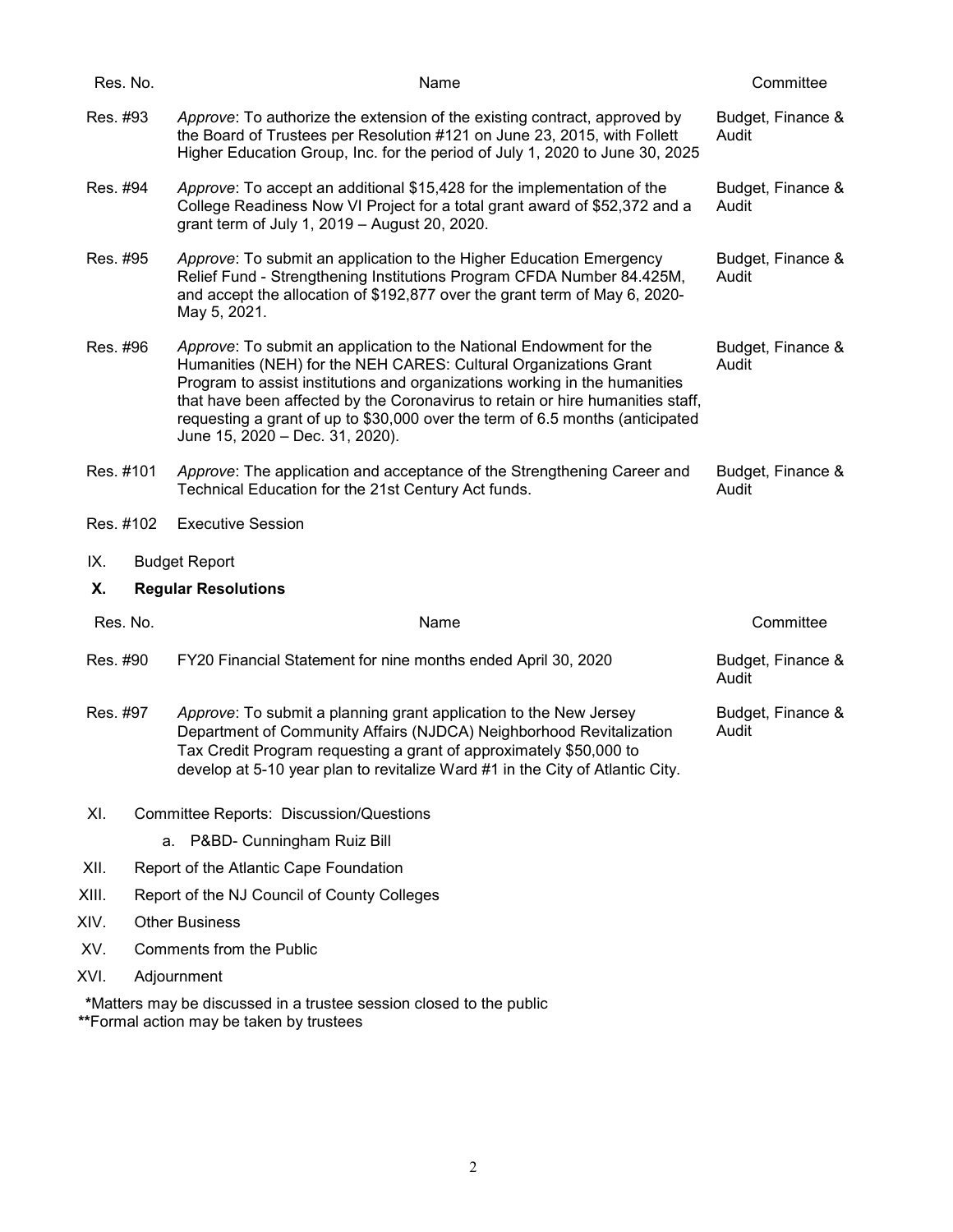| Res. No. | Name | Committee |
|---|---|---|
| Res. #93 | *Approve*: To authorize the extension of the existing contract, approved by the Board of Trustees per Resolution #121 on June 23, 2015, with Follett Higher Education Group, Inc. for the period of July 1, 2020 to June 30, 2025 | Budget, Finance & Audit |
| Res. #94 | *Approve*: To accept an additional $15,428 for the implementation of the College Readiness Now VI Project for a total grant award of $52,372 and a grant term of July 1, 2019 – August 20, 2020. | Budget, Finance & Audit |
| Res. #95 | *Approve*: To submit an application to the Higher Education Emergency Relief Fund - Strengthening Institutions Program CFDA Number 84.425M, and accept the allocation of $192,877 over the grant term of May 6, 2020-May 5, 2021. | Budget, Finance & Audit |
| Res. #96 | *Approve*: To submit an application to the National Endowment for the Humanities (NEH) for the NEH CARES: Cultural Organizations Grant Program to assist institutions and organizations working in the humanities that have been affected by the Coronavirus to retain or hire humanities staff, requesting a grant of up to $30,000 over the term of 6.5 months (anticipated June 15, 2020 – Dec. 31, 2020). | Budget, Finance & Audit |
| Res. #101 | *Approve*: The application and acceptance of the Strengthening Career and Technical Education for the 21st Century Act funds. | Budget, Finance & Audit |
| Res. #102 | Executive Session | |

IX. Budget Report

**X. Regular Resolutions**

| Res. No. | Name | Committee |
|---|---|---|
| Res. #90 | FY20 Financial Statement for nine months ended April 30, 2020 | Budget, Finance & Audit |
| Res. #97 | *Approve*: To submit a planning grant application to the New Jersey Department of Community Affairs (NJDCA) Neighborhood Revitalization Tax Credit Program requesting a grant of approximately $50,000 to develop at 5-10 year plan to revitalize Ward #1 in the City of Atlantic City. | Budget, Finance & Audit |

XI. Committee Reports: Discussion/Questions

a. P&BD- Cunningham Ruiz Bill

XII. Report of the Atlantic Cape Foundation

XIII. Report of the NJ Council of County Colleges

XIV. Other Business

XV. Comments from the Public

XVI. Adjournment

**\***Matters may be discussed in a trustee session closed to the public

**\*\***Formal action may be taken by trustees